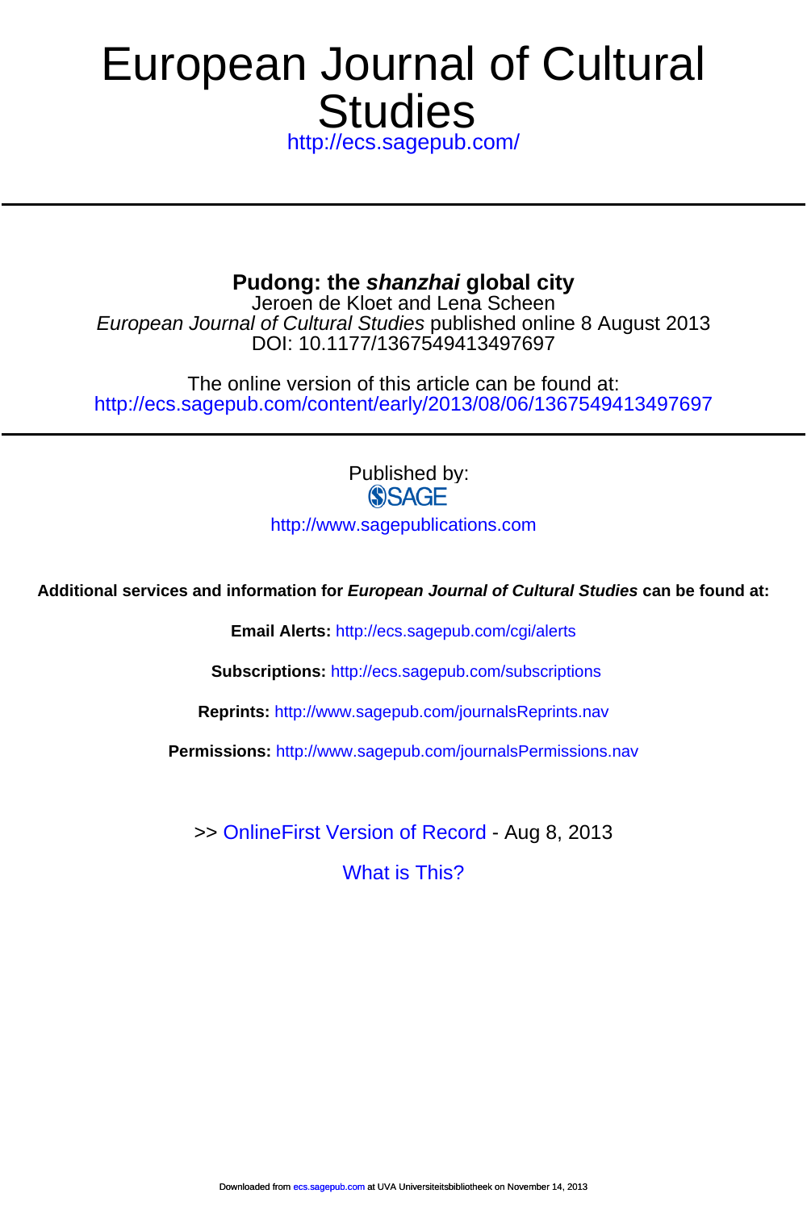# European Journal of Cultural Studies

http://ecs.sagepub.com/

---

**Pudong: the *shanzhai* global city**

Jeroen de Kloet and Lena Scheen

*European Journal of Cultural Studies* published online 8 August 2013

DOI: 10.1177/1367549413497697

The online version of this article can be found at:

http://ecs.sagepub.com/content/early/2013/08/06/1367549413497697

---

Published by:

SAGE

http://www.sagepublications.com

**Additional services and information for *European Journal of Cultural Studies* can be found at:**

**Email Alerts:** http://ecs.sagepub.com/cgi/alerts

**Subscriptions:** http://ecs.sagepub.com/subscriptions

**Reprints:** http://www.sagepub.com/journalsReprints.nav

**Permissions:** http://www.sagepub.com/journalsPermissions.nav

>> OnlineFirst Version of Record - Aug 8, 2013

What is This?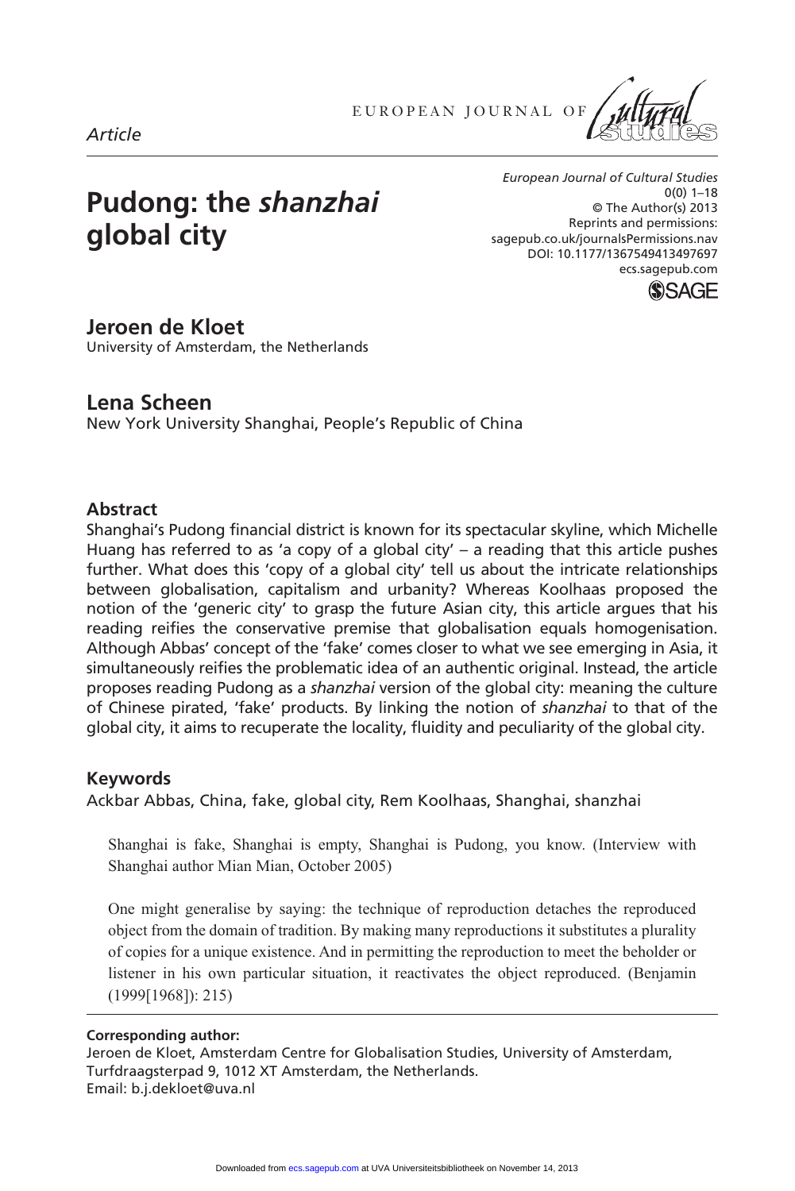Article

# Pudong: the *shanzhai* global city

*European Journal of Cultural Studies*
0(0) 1–18
© The Author(s) 2013
Reprints and permissions:
sagepub.co.uk/journalsPermissions.nav
DOI: 10.1177/1367549413497697
ecs.sagepub.com

**Jeroen de Kloet**
University of Amsterdam, the Netherlands

**Lena Scheen**
New York University Shanghai, People's Republic of China

## Abstract

Shanghai's Pudong financial district is known for its spectacular skyline, which Michelle Huang has referred to as 'a copy of a global city' – a reading that this article pushes further. What does this 'copy of a global city' tell us about the intricate relationships between globalisation, capitalism and urbanity? Whereas Koolhaas proposed the notion of the 'generic city' to grasp the future Asian city, this article argues that his reading reifies the conservative premise that globalisation equals homogenisation. Although Abbas' concept of the 'fake' comes closer to what we see emerging in Asia, it simultaneously reifies the problematic idea of an authentic original. Instead, the article proposes reading Pudong as a *shanzhai* version of the global city: meaning the culture of Chinese pirated, 'fake' products. By linking the notion of *shanzhai* to that of the global city, it aims to recuperate the locality, fluidity and peculiarity of the global city.

## Keywords

Ackbar Abbas, China, fake, global city, Rem Koolhaas, Shanghai, shanzhai

> Shanghai is fake, Shanghai is empty, Shanghai is Pudong, you know. (Interview with Shanghai author Mian Mian, October 2005)

> One might generalise by saying: the technique of reproduction detaches the reproduced object from the domain of tradition. By making many reproductions it substitutes a plurality of copies for a unique existence. And in permitting the reproduction to meet the beholder or listener in his own particular situation, it reactivates the object reproduced. (Benjamin (1999[1968]): 215)

**Corresponding author:**
Jeroen de Kloet, Amsterdam Centre for Globalisation Studies, University of Amsterdam, Turfdraagsterpad 9, 1012 XT Amsterdam, the Netherlands.
Email: b.j.dekloet@uva.nl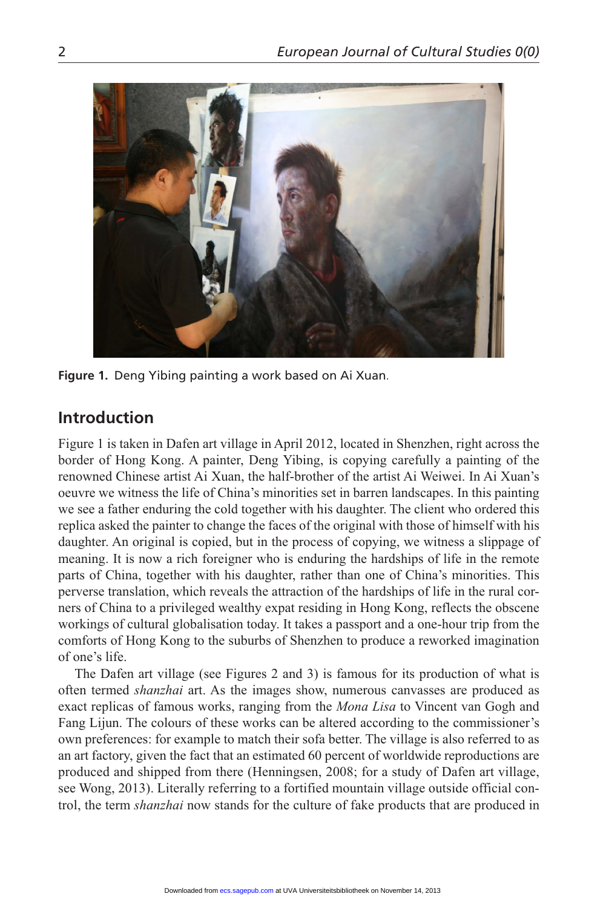**Figure 1.** Deng Yibing painting a work based on Ai Xuan.

## Introduction

Figure 1 is taken in Dafen art village in April 2012, located in Shenzhen, right across the border of Hong Kong. A painter, Deng Yibing, is copying carefully a painting of the renowned Chinese artist Ai Xuan, the half-brother of the artist Ai Weiwei. In Ai Xuan's oeuvre we witness the life of China's minorities set in barren landscapes. In this painting we see a father enduring the cold together with his daughter. The client who ordered this replica asked the painter to change the faces of the original with those of himself with his daughter. An original is copied, but in the process of copying, we witness a slippage of meaning. It is now a rich foreigner who is enduring the hardships of life in the remote parts of China, together with his daughter, rather than one of China's minorities. This perverse translation, which reveals the attraction of the hardships of life in the rural corners of China to a privileged wealthy expat residing in Hong Kong, reflects the obscene workings of cultural globalisation today. It takes a passport and a one-hour trip from the comforts of Hong Kong to the suburbs of Shenzhen to produce a reworked imagination of one's life.

The Dafen art village (see Figures 2 and 3) is famous for its production of what is often termed *shanzhai* art. As the images show, numerous canvasses are produced as exact replicas of famous works, ranging from the *Mona Lisa* to Vincent van Gogh and Fang Lijun. The colours of these works can be altered according to the commissioner's own preferences: for example to match their sofa better. The village is also referred to as an art factory, given the fact that an estimated 60 percent of worldwide reproductions are produced and shipped from there (Henningsen, 2008; for a study of Dafen art village, see Wong, 2013). Literally referring to a fortified mountain village outside official control, the term *shanzhai* now stands for the culture of fake products that are produced in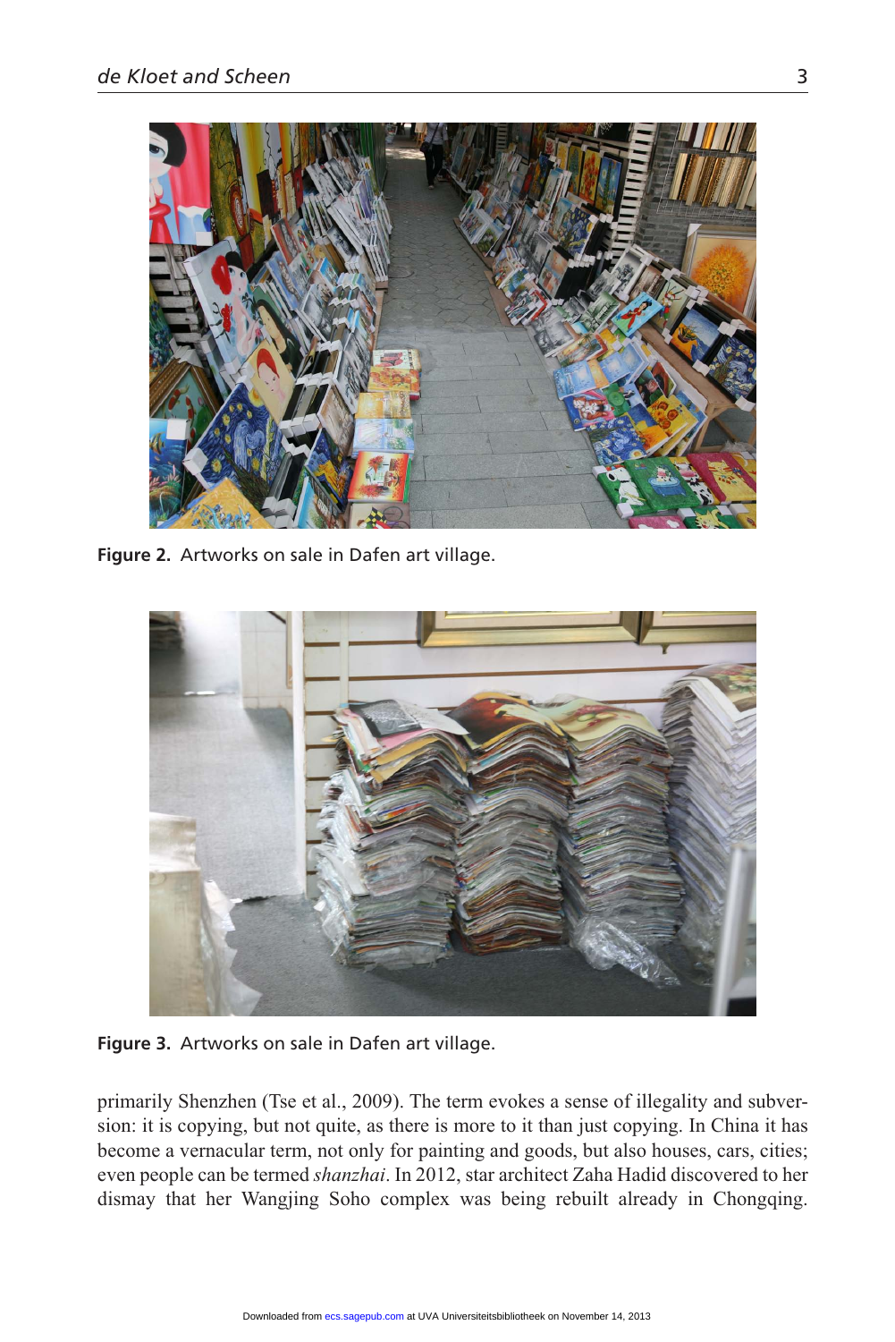Figure 2. Artworks on sale in Dafen art village.

Figure 3. Artworks on sale in Dafen art village.

primarily Shenzhen (Tse et al., 2009). The term evokes a sense of illegality and subversion: it is copying, but not quite, as there is more to it than just copying. In China it has become a vernacular term, not only for painting and goods, but also houses, cars, cities; even people can be termed *shanzhai*. In 2012, star architect Zaha Hadid discovered to her dismay that her Wangjing Soho complex was being rebuilt already in Chongqing.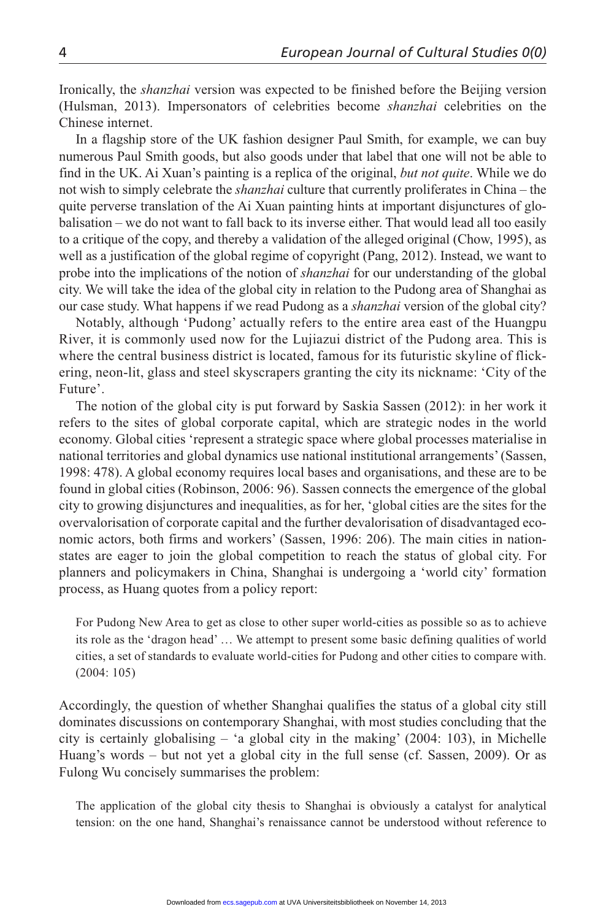Ironically, the *shanzhai* version was expected to be finished before the Beijing version (Hulsman, 2013). Impersonators of celebrities become *shanzhai* celebrities on the Chinese internet.

In a flagship store of the UK fashion designer Paul Smith, for example, we can buy numerous Paul Smith goods, but also goods under that label that one will not be able to find in the UK. Ai Xuan's painting is a replica of the original, *but not quite*. While we do not wish to simply celebrate the *shanzhai* culture that currently proliferates in China – the quite perverse translation of the Ai Xuan painting hints at important disjunctures of globalisation – we do not want to fall back to its inverse either. That would lead all too easily to a critique of the copy, and thereby a validation of the alleged original (Chow, 1995), as well as a justification of the global regime of copyright (Pang, 2012). Instead, we want to probe into the implications of the notion of *shanzhai* for our understanding of the global city. We will take the idea of the global city in relation to the Pudong area of Shanghai as our case study. What happens if we read Pudong as a *shanzhai* version of the global city?

Notably, although 'Pudong' actually refers to the entire area east of the Huangpu River, it is commonly used now for the Lujiazui district of the Pudong area. This is where the central business district is located, famous for its futuristic skyline of flickering, neon-lit, glass and steel skyscrapers granting the city its nickname: 'City of the Future'.

The notion of the global city is put forward by Saskia Sassen (2012): in her work it refers to the sites of global corporate capital, which are strategic nodes in the world economy. Global cities 'represent a strategic space where global processes materialise in national territories and global dynamics use national institutional arrangements' (Sassen, 1998: 478). A global economy requires local bases and organisations, and these are to be found in global cities (Robinson, 2006: 96). Sassen connects the emergence of the global city to growing disjunctures and inequalities, as for her, 'global cities are the sites for the overvalorisation of corporate capital and the further devalorisation of disadvantaged economic actors, both firms and workers' (Sassen, 1996: 206). The main cities in nation-states are eager to join the global competition to reach the status of global city. For planners and policymakers in China, Shanghai is undergoing a 'world city' formation process, as Huang quotes from a policy report:

> For Pudong New Area to get as close to other super world-cities as possible so as to achieve its role as the 'dragon head' … We attempt to present some basic defining qualities of world cities, a set of standards to evaluate world-cities for Pudong and other cities to compare with. (2004: 105)

Accordingly, the question of whether Shanghai qualifies the status of a global city still dominates discussions on contemporary Shanghai, with most studies concluding that the city is certainly globalising – 'a global city in the making' (2004: 103), in Michelle Huang's words – but not yet a global city in the full sense (cf. Sassen, 2009). Or as Fulong Wu concisely summarises the problem:

> The application of the global city thesis to Shanghai is obviously a catalyst for analytical tension: on the one hand, Shanghai's renaissance cannot be understood without reference to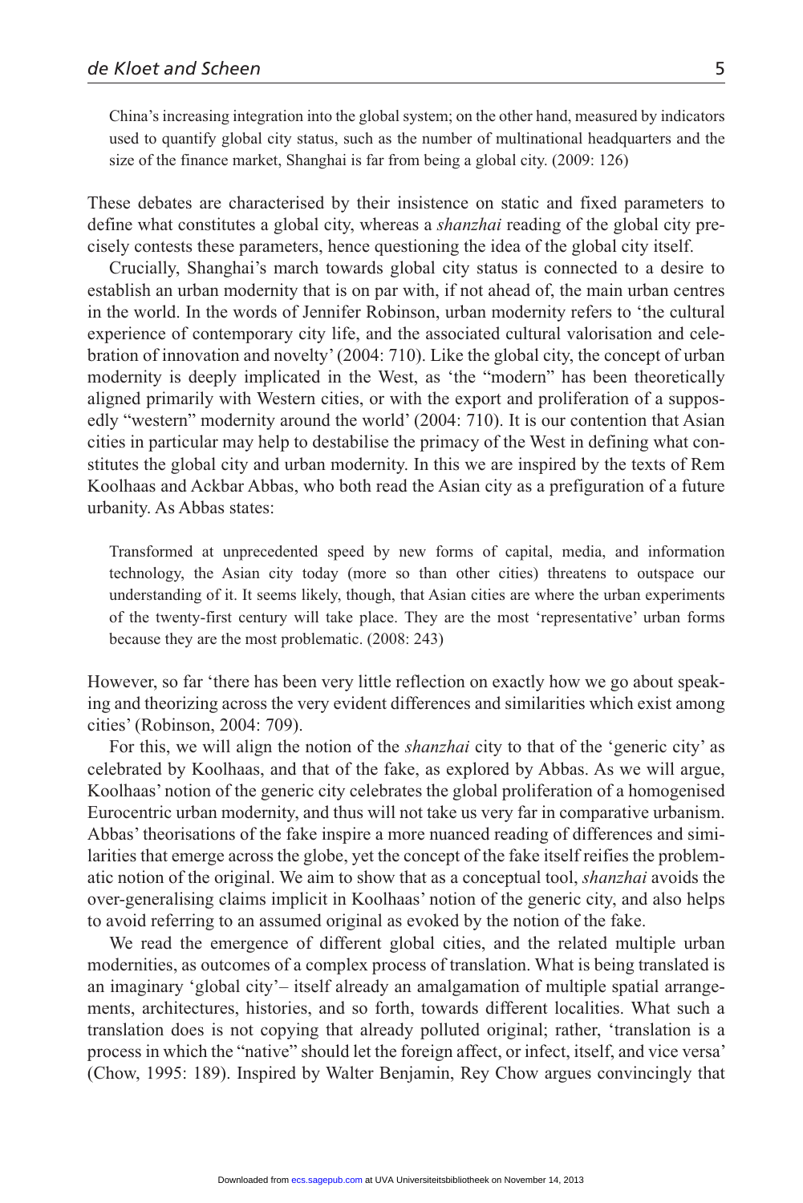> China's increasing integration into the global system; on the other hand, measured by indicators used to quantify global city status, such as the number of multinational headquarters and the size of the finance market, Shanghai is far from being a global city. (2009: 126)

These debates are characterised by their insistence on static and fixed parameters to define what constitutes a global city, whereas a *shanzhai* reading of the global city precisely contests these parameters, hence questioning the idea of the global city itself.

Crucially, Shanghai's march towards global city status is connected to a desire to establish an urban modernity that is on par with, if not ahead of, the main urban centres in the world. In the words of Jennifer Robinson, urban modernity refers to 'the cultural experience of contemporary city life, and the associated cultural valorisation and celebration of innovation and novelty' (2004: 710). Like the global city, the concept of urban modernity is deeply implicated in the West, as 'the "modern" has been theoretically aligned primarily with Western cities, or with the export and proliferation of a supposedly "western" modernity around the world' (2004: 710). It is our contention that Asian cities in particular may help to destabilise the primacy of the West in defining what constitutes the global city and urban modernity. In this we are inspired by the texts of Rem Koolhaas and Ackbar Abbas, who both read the Asian city as a prefiguration of a future urbanity. As Abbas states:

> Transformed at unprecedented speed by new forms of capital, media, and information technology, the Asian city today (more so than other cities) threatens to outspace our understanding of it. It seems likely, though, that Asian cities are where the urban experiments of the twenty-first century will take place. They are the most 'representative' urban forms because they are the most problematic. (2008: 243)

However, so far 'there has been very little reflection on exactly how we go about speaking and theorizing across the very evident differences and similarities which exist among cities' (Robinson, 2004: 709).

For this, we will align the notion of the *shanzhai* city to that of the 'generic city' as celebrated by Koolhaas, and that of the fake, as explored by Abbas. As we will argue, Koolhaas' notion of the generic city celebrates the global proliferation of a homogenised Eurocentric urban modernity, and thus will not take us very far in comparative urbanism. Abbas' theorisations of the fake inspire a more nuanced reading of differences and similarities that emerge across the globe, yet the concept of the fake itself reifies the problematic notion of the original. We aim to show that as a conceptual tool, *shanzhai* avoids the over-generalising claims implicit in Koolhaas' notion of the generic city, and also helps to avoid referring to an assumed original as evoked by the notion of the fake.

We read the emergence of different global cities, and the related multiple urban modernities, as outcomes of a complex process of translation. What is being translated is an imaginary 'global city'– itself already an amalgamation of multiple spatial arrangements, architectures, histories, and so forth, towards different localities. What such a translation does is not copying that already polluted original; rather, 'translation is a process in which the "native" should let the foreign affect, or infect, itself, and vice versa' (Chow, 1995: 189). Inspired by Walter Benjamin, Rey Chow argues convincingly that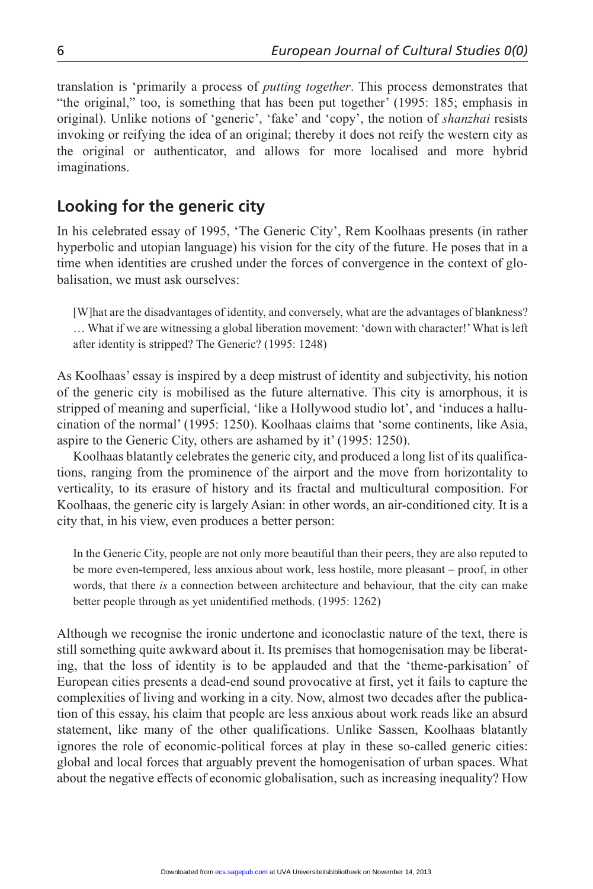translation is 'primarily a process of *putting together*. This process demonstrates that "the original," too, is something that has been put together' (1995: 185; emphasis in original). Unlike notions of 'generic', 'fake' and 'copy', the notion of *shanzhai* resists invoking or reifying the idea of an original; thereby it does not reify the western city as the original or authenticator, and allows for more localised and more hybrid imaginations.

## Looking for the generic city

In his celebrated essay of 1995, 'The Generic City', Rem Koolhaas presents (in rather hyperbolic and utopian language) his vision for the city of the future. He poses that in a time when identities are crushed under the forces of convergence in the context of globalisation, we must ask ourselves:

> [W]hat are the disadvantages of identity, and conversely, what are the advantages of blankness? … What if we are witnessing a global liberation movement: 'down with character!' What is left after identity is stripped? The Generic? (1995: 1248)

As Koolhaas' essay is inspired by a deep mistrust of identity and subjectivity, his notion of the generic city is mobilised as the future alternative. This city is amorphous, it is stripped of meaning and superficial, 'like a Hollywood studio lot', and 'induces a hallucination of the normal' (1995: 1250). Koolhaas claims that 'some continents, like Asia, aspire to the Generic City, others are ashamed by it' (1995: 1250).

Koolhaas blatantly celebrates the generic city, and produced a long list of its qualifications, ranging from the prominence of the airport and the move from horizontality to verticality, to its erasure of history and its fractal and multicultural composition. For Koolhaas, the generic city is largely Asian: in other words, an air-conditioned city. It is a city that, in his view, even produces a better person:

> In the Generic City, people are not only more beautiful than their peers, they are also reputed to be more even-tempered, less anxious about work, less hostile, more pleasant – proof, in other words, that there *is* a connection between architecture and behaviour, that the city can make better people through as yet unidentified methods. (1995: 1262)

Although we recognise the ironic undertone and iconoclastic nature of the text, there is still something quite awkward about it. Its premises that homogenisation may be liberating, that the loss of identity is to be applauded and that the 'theme-parkisation' of European cities presents a dead-end sound provocative at first, yet it fails to capture the complexities of living and working in a city. Now, almost two decades after the publication of this essay, his claim that people are less anxious about work reads like an absurd statement, like many of the other qualifications. Unlike Sassen, Koolhaas blatantly ignores the role of economic-political forces at play in these so-called generic cities: global and local forces that arguably prevent the homogenisation of urban spaces. What about the negative effects of economic globalisation, such as increasing inequality? How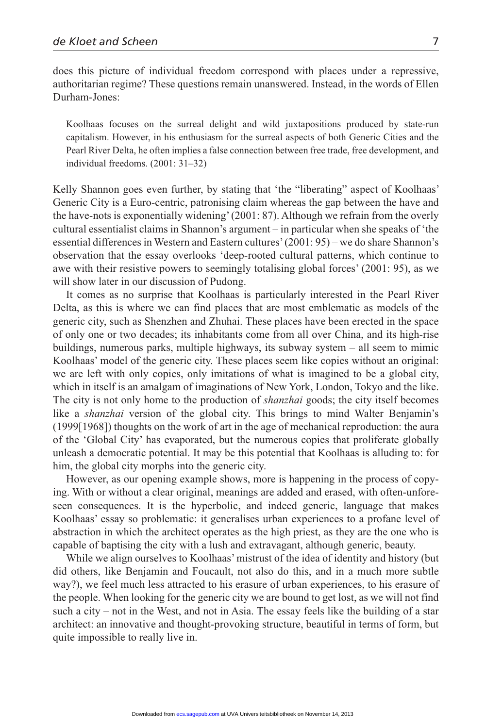does this picture of individual freedom correspond with places under a repressive, authoritarian regime? These questions remain unanswered. Instead, in the words of Ellen Durham-Jones:

> Koolhaas focuses on the surreal delight and wild juxtapositions produced by state-run capitalism. However, in his enthusiasm for the surreal aspects of both Generic Cities and the Pearl River Delta, he often implies a false connection between free trade, free development, and individual freedoms. (2001: 31–32)

Kelly Shannon goes even further, by stating that 'the "liberating" aspect of Koolhaas' Generic City is a Euro-centric, patronising claim whereas the gap between the have and the have-nots is exponentially widening' (2001: 87). Although we refrain from the overly cultural essentialist claims in Shannon's argument – in particular when she speaks of 'the essential differences in Western and Eastern cultures' (2001: 95) – we do share Shannon's observation that the essay overlooks 'deep-rooted cultural patterns, which continue to awe with their resistive powers to seemingly totalising global forces' (2001: 95), as we will show later in our discussion of Pudong.

It comes as no surprise that Koolhaas is particularly interested in the Pearl River Delta, as this is where we can find places that are most emblematic as models of the generic city, such as Shenzhen and Zhuhai. These places have been erected in the space of only one or two decades; its inhabitants come from all over China, and its high-rise buildings, numerous parks, multiple highways, its subway system – all seem to mimic Koolhaas' model of the generic city. These places seem like copies without an original: we are left with only copies, only imitations of what is imagined to be a global city, which in itself is an amalgam of imaginations of New York, London, Tokyo and the like. The city is not only home to the production of *shanzhai* goods; the city itself becomes like a *shanzhai* version of the global city. This brings to mind Walter Benjamin's (1999[1968]) thoughts on the work of art in the age of mechanical reproduction: the aura of the 'Global City' has evaporated, but the numerous copies that proliferate globally unleash a democratic potential. It may be this potential that Koolhaas is alluding to: for him, the global city morphs into the generic city.

However, as our opening example shows, more is happening in the process of copying. With or without a clear original, meanings are added and erased, with often-unforeseen consequences. It is the hyperbolic, and indeed generic, language that makes Koolhaas' essay so problematic: it generalises urban experiences to a profane level of abstraction in which the architect operates as the high priest, as they are the one who is capable of baptising the city with a lush and extravagant, although generic, beauty.

While we align ourselves to Koolhaas' mistrust of the idea of identity and history (but did others, like Benjamin and Foucault, not also do this, and in a much more subtle way?), we feel much less attracted to his erasure of urban experiences, to his erasure of the people. When looking for the generic city we are bound to get lost, as we will not find such a city – not in the West, and not in Asia. The essay feels like the building of a star architect: an innovative and thought-provoking structure, beautiful in terms of form, but quite impossible to really live in.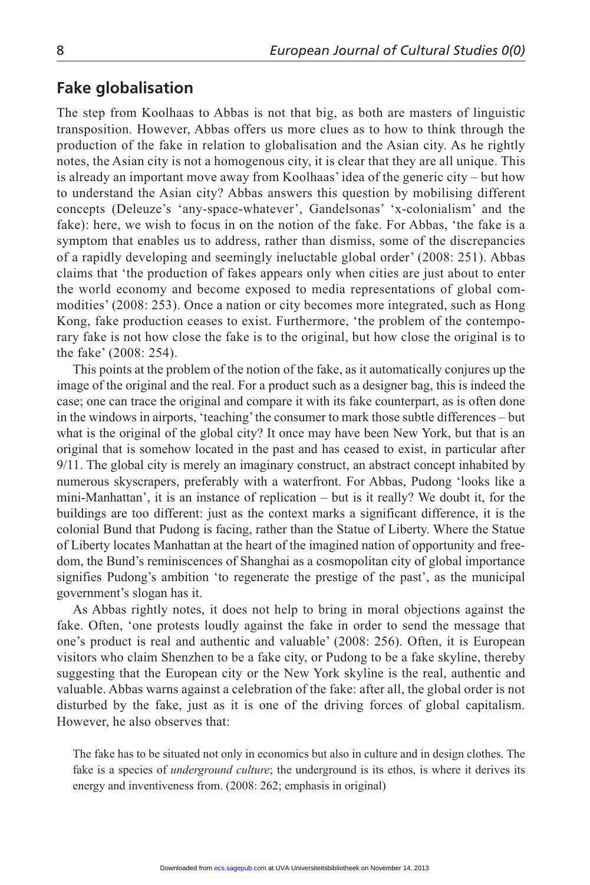## Fake globalisation

The step from Koolhaas to Abbas is not that big, as both are masters of linguistic transposition. However, Abbas offers us more clues as to how to think through the production of the fake in relation to globalisation and the Asian city. As he rightly notes, the Asian city is not a homogenous city, it is clear that they are all unique. This is already an important move away from Koolhaas' idea of the generic city – but how to understand the Asian city? Abbas answers this question by mobilising different concepts (Deleuze's 'any-space-whatever', Gandelsonas' 'x-colonialism' and the fake): here, we wish to focus in on the notion of the fake. For Abbas, 'the fake is a symptom that enables us to address, rather than dismiss, some of the discrepancies of a rapidly developing and seemingly ineluctable global order' (2008: 251). Abbas claims that 'the production of fakes appears only when cities are just about to enter the world economy and become exposed to media representations of global commodities' (2008: 253). Once a nation or city becomes more integrated, such as Hong Kong, fake production ceases to exist. Furthermore, 'the problem of the contemporary fake is not how close the fake is to the original, but how close the original is to the fake' (2008: 254).

This points at the problem of the notion of the fake, as it automatically conjures up the image of the original and the real. For a product such as a designer bag, this is indeed the case; one can trace the original and compare it with its fake counterpart, as is often done in the windows in airports, 'teaching' the consumer to mark those subtle differences – but what is the original of the global city? It once may have been New York, but that is an original that is somehow located in the past and has ceased to exist, in particular after 9/11. The global city is merely an imaginary construct, an abstract concept inhabited by numerous skyscrapers, preferably with a waterfront. For Abbas, Pudong 'looks like a mini-Manhattan', it is an instance of replication – but is it really? We doubt it, for the buildings are too different: just as the context marks a significant difference, it is the colonial Bund that Pudong is facing, rather than the Statue of Liberty. Where the Statue of Liberty locates Manhattan at the heart of the imagined nation of opportunity and freedom, the Bund's reminiscences of Shanghai as a cosmopolitan city of global importance signifies Pudong's ambition 'to regenerate the prestige of the past', as the municipal government's slogan has it.

As Abbas rightly notes, it does not help to bring in moral objections against the fake. Often, 'one protests loudly against the fake in order to send the message that one's product is real and authentic and valuable' (2008: 256). Often, it is European visitors who claim Shenzhen to be a fake city, or Pudong to be a fake skyline, thereby suggesting that the European city or the New York skyline is the real, authentic and valuable. Abbas warns against a celebration of the fake: after all, the global order is not disturbed by the fake, just as it is one of the driving forces of global capitalism. However, he also observes that:

> The fake has to be situated not only in economics but also in culture and in design clothes. The fake is a species of *underground culture*; the underground is its ethos, is where it derives its energy and inventiveness from. (2008: 262; emphasis in original)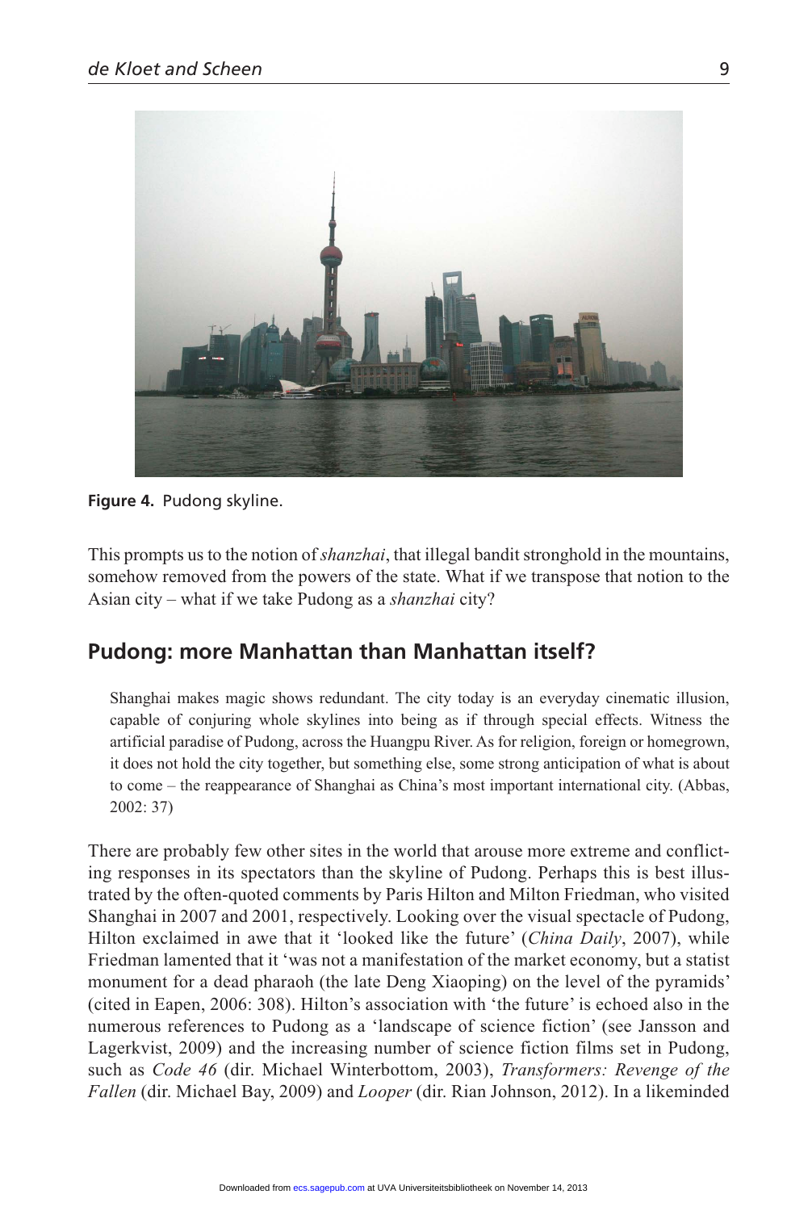Figure 4. Pudong skyline.

This prompts us to the notion of *shanzhai*, that illegal bandit stronghold in the mountains, somehow removed from the powers of the state. What if we transpose that notion to the Asian city – what if we take Pudong as a *shanzhai* city?

## Pudong: more Manhattan than Manhattan itself?

> Shanghai makes magic shows redundant. The city today is an everyday cinematic illusion, capable of conjuring whole skylines into being as if through special effects. Witness the artificial paradise of Pudong, across the Huangpu River. As for religion, foreign or homegrown, it does not hold the city together, but something else, some strong anticipation of what is about to come – the reappearance of Shanghai as China's most important international city. (Abbas, 2002: 37)

There are probably few other sites in the world that arouse more extreme and conflicting responses in its spectators than the skyline of Pudong. Perhaps this is best illustrated by the often-quoted comments by Paris Hilton and Milton Friedman, who visited Shanghai in 2007 and 2001, respectively. Looking over the visual spectacle of Pudong, Hilton exclaimed in awe that it 'looked like the future' (*China Daily*, 2007), while Friedman lamented that it 'was not a manifestation of the market economy, but a statist monument for a dead pharaoh (the late Deng Xiaoping) on the level of the pyramids' (cited in Eapen, 2006: 308). Hilton's association with 'the future' is echoed also in the numerous references to Pudong as a 'landscape of science fiction' (see Jansson and Lagerkvist, 2009) and the increasing number of science fiction films set in Pudong, such as *Code 46* (dir. Michael Winterbottom, 2003), *Transformers: Revenge of the Fallen* (dir. Michael Bay, 2009) and *Looper* (dir. Rian Johnson, 2012). In a likeminded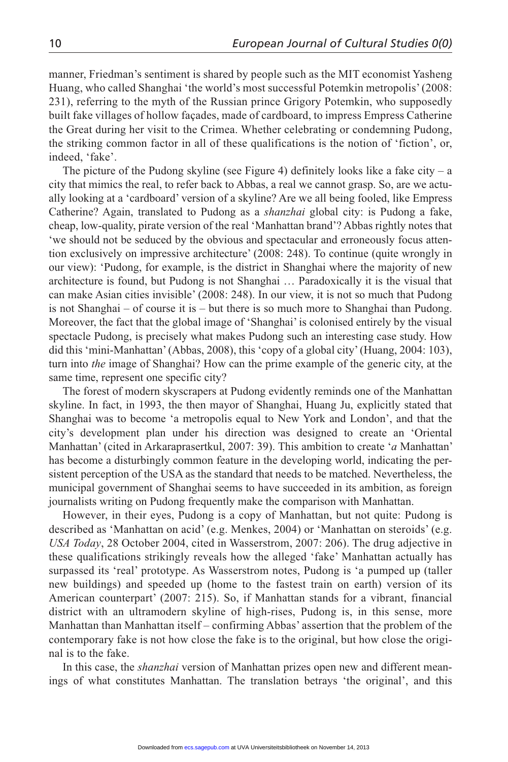manner, Friedman's sentiment is shared by people such as the MIT economist Yasheng Huang, who called Shanghai 'the world's most successful Potemkin metropolis' (2008: 231), referring to the myth of the Russian prince Grigory Potemkin, who supposedly built fake villages of hollow façades, made of cardboard, to impress Empress Catherine the Great during her visit to the Crimea. Whether celebrating or condemning Pudong, the striking common factor in all of these qualifications is the notion of 'fiction', or, indeed, 'fake'.

The picture of the Pudong skyline (see Figure 4) definitely looks like a fake city – a city that mimics the real, to refer back to Abbas, a real we cannot grasp. So, are we actually looking at a 'cardboard' version of a skyline? Are we all being fooled, like Empress Catherine? Again, translated to Pudong as a *shanzhai* global city: is Pudong a fake, cheap, low-quality, pirate version of the real 'Manhattan brand'? Abbas rightly notes that 'we should not be seduced by the obvious and spectacular and erroneously focus attention exclusively on impressive architecture' (2008: 248). To continue (quite wrongly in our view): 'Pudong, for example, is the district in Shanghai where the majority of new architecture is found, but Pudong is not Shanghai … Paradoxically it is the visual that can make Asian cities invisible' (2008: 248). In our view, it is not so much that Pudong is not Shanghai – of course it is – but there is so much more to Shanghai than Pudong. Moreover, the fact that the global image of 'Shanghai' is colonised entirely by the visual spectacle Pudong, is precisely what makes Pudong such an interesting case study. How did this 'mini-Manhattan' (Abbas, 2008), this 'copy of a global city' (Huang, 2004: 103), turn into *the* image of Shanghai? How can the prime example of the generic city, at the same time, represent one specific city?

The forest of modern skyscrapers at Pudong evidently reminds one of the Manhattan skyline. In fact, in 1993, the then mayor of Shanghai, Huang Ju, explicitly stated that Shanghai was to become 'a metropolis equal to New York and London', and that the city's development plan under his direction was designed to create an 'Oriental Manhattan' (cited in Arkaraprasertkul, 2007: 39). This ambition to create '*a* Manhattan' has become a disturbingly common feature in the developing world, indicating the persistent perception of the USA as the standard that needs to be matched. Nevertheless, the municipal government of Shanghai seems to have succeeded in its ambition, as foreign journalists writing on Pudong frequently make the comparison with Manhattan.

However, in their eyes, Pudong is a copy of Manhattan, but not quite: Pudong is described as 'Manhattan on acid' (e.g. Menkes, 2004) or 'Manhattan on steroids' (e.g. *USA Today*, 28 October 2004, cited in Wasserstrom, 2007: 206). The drug adjective in these qualifications strikingly reveals how the alleged 'fake' Manhattan actually has surpassed its 'real' prototype. As Wasserstrom notes, Pudong is 'a pumped up (taller new buildings) and speeded up (home to the fastest train on earth) version of its American counterpart' (2007: 215). So, if Manhattan stands for a vibrant, financial district with an ultramodern skyline of high-rises, Pudong is, in this sense, more Manhattan than Manhattan itself – confirming Abbas' assertion that the problem of the contemporary fake is not how close the fake is to the original, but how close the original is to the fake.

In this case, the *shanzhai* version of Manhattan prizes open new and different meanings of what constitutes Manhattan. The translation betrays 'the original', and this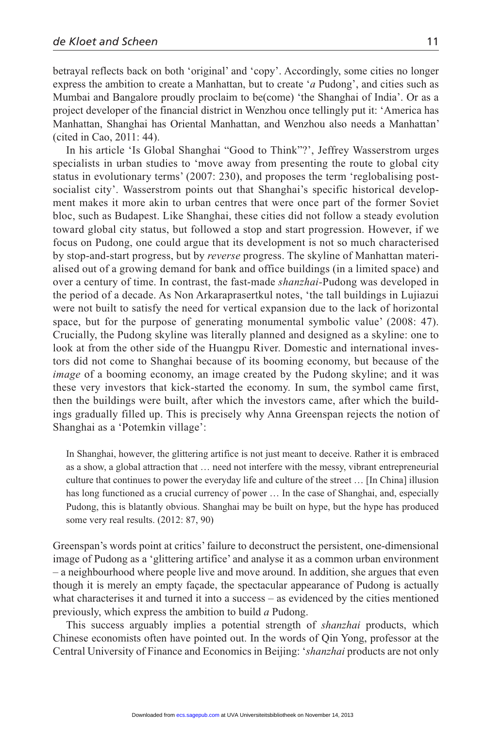betrayal reflects back on both 'original' and 'copy'. Accordingly, some cities no longer express the ambition to create a Manhattan, but to create '*a* Pudong', and cities such as Mumbai and Bangalore proudly proclaim to be(come) 'the Shanghai of India'. Or as a project developer of the financial district in Wenzhou once tellingly put it: 'America has Manhattan, Shanghai has Oriental Manhattan, and Wenzhou also needs a Manhattan' (cited in Cao, 2011: 44).

In his article 'Is Global Shanghai "Good to Think"?', Jeffrey Wasserstrom urges specialists in urban studies to 'move away from presenting the route to global city status in evolutionary terms' (2007: 230), and proposes the term 'reglobalising post-socialist city'. Wasserstrom points out that Shanghai's specific historical development makes it more akin to urban centres that were once part of the former Soviet bloc, such as Budapest. Like Shanghai, these cities did not follow a steady evolution toward global city status, but followed a stop and start progression. However, if we focus on Pudong, one could argue that its development is not so much characterised by stop-and-start progress, but by *reverse* progress. The skyline of Manhattan materialised out of a growing demand for bank and office buildings (in a limited space) and over a century of time. In contrast, the fast-made *shanzhai*-Pudong was developed in the period of a decade. As Non Arkaraprasertkul notes, 'the tall buildings in Lujiazui were not built to satisfy the need for vertical expansion due to the lack of horizontal space, but for the purpose of generating monumental symbolic value' (2008: 47). Crucially, the Pudong skyline was literally planned and designed as a skyline: one to look at from the other side of the Huangpu River. Domestic and international investors did not come to Shanghai because of its booming economy, but because of the *image* of a booming economy, an image created by the Pudong skyline; and it was these very investors that kick-started the economy. In sum, the symbol came first, then the buildings were built, after which the investors came, after which the buildings gradually filled up. This is precisely why Anna Greenspan rejects the notion of Shanghai as a 'Potemkin village':

> In Shanghai, however, the glittering artifice is not just meant to deceive. Rather it is embraced as a show, a global attraction that … need not interfere with the messy, vibrant entrepreneurial culture that continues to power the everyday life and culture of the street … [In China] illusion has long functioned as a crucial currency of power … In the case of Shanghai, and, especially Pudong, this is blatantly obvious. Shanghai may be built on hype, but the hype has produced some very real results. (2012: 87, 90)

Greenspan's words point at critics' failure to deconstruct the persistent, one-dimensional image of Pudong as a 'glittering artifice' and analyse it as a common urban environment – a neighbourhood where people live and move around. In addition, she argues that even though it is merely an empty façade, the spectacular appearance of Pudong is actually what characterises it and turned it into a success – as evidenced by the cities mentioned previously, which express the ambition to build *a* Pudong.

This success arguably implies a potential strength of *shanzhai* products, which Chinese economists often have pointed out. In the words of Qin Yong, professor at the Central University of Finance and Economics in Beijing: '*shanzhai* products are not only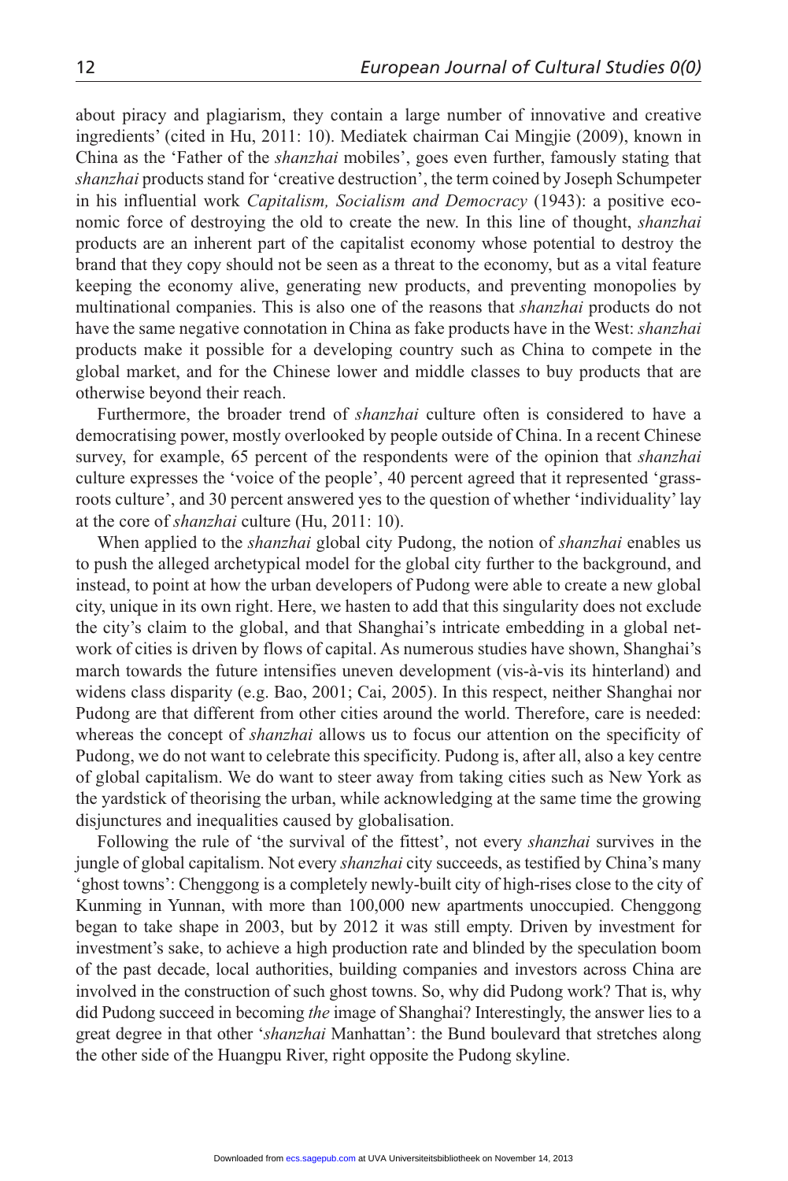about piracy and plagiarism, they contain a large number of innovative and creative ingredients' (cited in Hu, 2011: 10). Mediatek chairman Cai Mingjie (2009), known in China as the 'Father of the *shanzhai* mobiles', goes even further, famously stating that *shanzhai* products stand for 'creative destruction', the term coined by Joseph Schumpeter in his influential work *Capitalism, Socialism and Democracy* (1943): a positive economic force of destroying the old to create the new. In this line of thought, *shanzhai* products are an inherent part of the capitalist economy whose potential to destroy the brand that they copy should not be seen as a threat to the economy, but as a vital feature keeping the economy alive, generating new products, and preventing monopolies by multinational companies. This is also one of the reasons that *shanzhai* products do not have the same negative connotation in China as fake products have in the West: *shanzhai* products make it possible for a developing country such as China to compete in the global market, and for the Chinese lower and middle classes to buy products that are otherwise beyond their reach.

Furthermore, the broader trend of *shanzhai* culture often is considered to have a democratising power, mostly overlooked by people outside of China. In a recent Chinese survey, for example, 65 percent of the respondents were of the opinion that *shanzhai* culture expresses the 'voice of the people', 40 percent agreed that it represented 'grassroots culture', and 30 percent answered yes to the question of whether 'individuality' lay at the core of *shanzhai* culture (Hu, 2011: 10).

When applied to the *shanzhai* global city Pudong, the notion of *shanzhai* enables us to push the alleged archetypical model for the global city further to the background, and instead, to point at how the urban developers of Pudong were able to create a new global city, unique in its own right. Here, we hasten to add that this singularity does not exclude the city's claim to the global, and that Shanghai's intricate embedding in a global network of cities is driven by flows of capital. As numerous studies have shown, Shanghai's march towards the future intensifies uneven development (vis-à-vis its hinterland) and widens class disparity (e.g. Bao, 2001; Cai, 2005). In this respect, neither Shanghai nor Pudong are that different from other cities around the world. Therefore, care is needed: whereas the concept of *shanzhai* allows us to focus our attention on the specificity of Pudong, we do not want to celebrate this specificity. Pudong is, after all, also a key centre of global capitalism. We do want to steer away from taking cities such as New York as the yardstick of theorising the urban, while acknowledging at the same time the growing disjunctures and inequalities caused by globalisation.

Following the rule of 'the survival of the fittest', not every *shanzhai* survives in the jungle of global capitalism. Not every *shanzhai* city succeeds, as testified by China's many 'ghost towns': Chenggong is a completely newly-built city of high-rises close to the city of Kunming in Yunnan, with more than 100,000 new apartments unoccupied. Chenggong began to take shape in 2003, but by 2012 it was still empty. Driven by investment for investment's sake, to achieve a high production rate and blinded by the speculation boom of the past decade, local authorities, building companies and investors across China are involved in the construction of such ghost towns. So, why did Pudong work? That is, why did Pudong succeed in becoming *the* image of Shanghai? Interestingly, the answer lies to a great degree in that other '*shanzhai* Manhattan': the Bund boulevard that stretches along the other side of the Huangpu River, right opposite the Pudong skyline.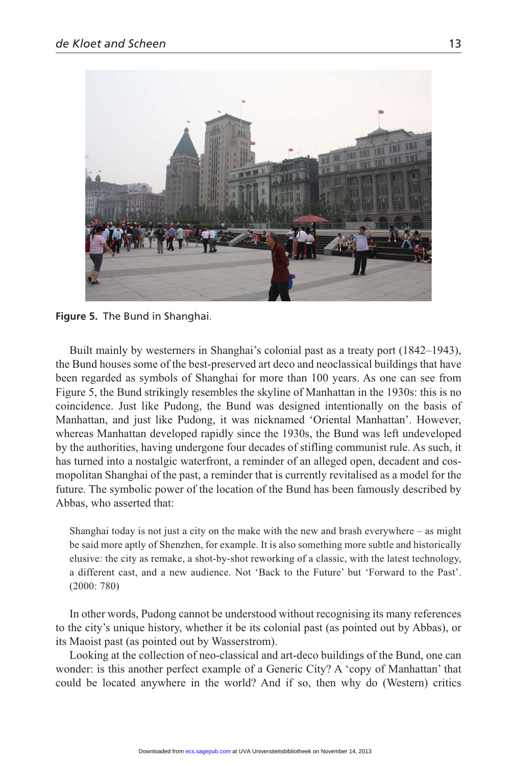**Figure 5.** The Bund in Shanghai.

Built mainly by westerners in Shanghai's colonial past as a treaty port (1842–1943), the Bund houses some of the best-preserved art deco and neoclassical buildings that have been regarded as symbols of Shanghai for more than 100 years. As one can see from Figure 5, the Bund strikingly resembles the skyline of Manhattan in the 1930s: this is no coincidence. Just like Pudong, the Bund was designed intentionally on the basis of Manhattan, and just like Pudong, it was nicknamed 'Oriental Manhattan'. However, whereas Manhattan developed rapidly since the 1930s, the Bund was left undeveloped by the authorities, having undergone four decades of stifling communist rule. As such, it has turned into a nostalgic waterfront, a reminder of an alleged open, decadent and cosmopolitan Shanghai of the past, a reminder that is currently revitalised as a model for the future. The symbolic power of the location of the Bund has been famously described by Abbas, who asserted that:

> Shanghai today is not just a city on the make with the new and brash everywhere – as might be said more aptly of Shenzhen, for example. It is also something more subtle and historically elusive: the city as remake, a shot-by-shot reworking of a classic, with the latest technology, a different cast, and a new audience. Not 'Back to the Future' but 'Forward to the Past'. (2000: 780)

In other words, Pudong cannot be understood without recognising its many references to the city's unique history, whether it be its colonial past (as pointed out by Abbas), or its Maoist past (as pointed out by Wasserstrom).

Looking at the collection of neo-classical and art-deco buildings of the Bund, one can wonder: is this another perfect example of a Generic City? A 'copy of Manhattan' that could be located anywhere in the world? And if so, then why do (Western) critics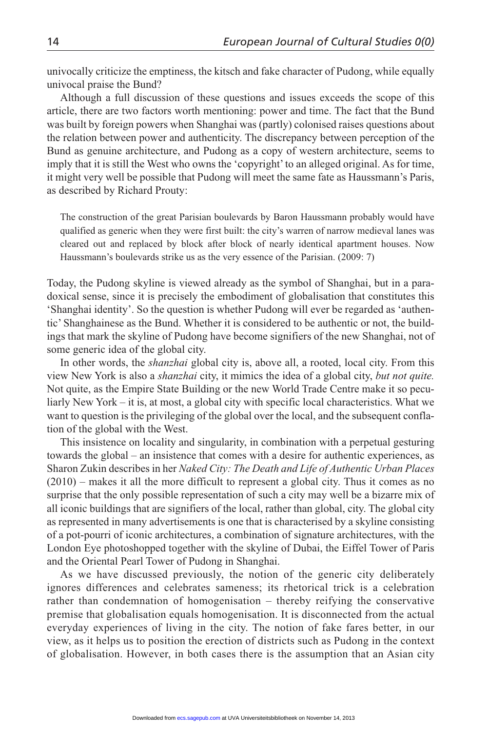univocally criticize the emptiness, the kitsch and fake character of Pudong, while equally univocal praise the Bund?

Although a full discussion of these questions and issues exceeds the scope of this article, there are two factors worth mentioning: power and time. The fact that the Bund was built by foreign powers when Shanghai was (partly) colonised raises questions about the relation between power and authenticity. The discrepancy between perception of the Bund as genuine architecture, and Pudong as a copy of western architecture, seems to imply that it is still the West who owns the 'copyright' to an alleged original. As for time, it might very well be possible that Pudong will meet the same fate as Haussmann's Paris, as described by Richard Prouty:

> The construction of the great Parisian boulevards by Baron Haussmann probably would have qualified as generic when they were first built: the city's warren of narrow medieval lanes was cleared out and replaced by block after block of nearly identical apartment houses. Now Haussmann's boulevards strike us as the very essence of the Parisian. (2009: 7)

Today, the Pudong skyline is viewed already as the symbol of Shanghai, but in a paradoxical sense, since it is precisely the embodiment of globalisation that constitutes this 'Shanghai identity'. So the question is whether Pudong will ever be regarded as 'authentic' Shanghainese as the Bund. Whether it is considered to be authentic or not, the buildings that mark the skyline of Pudong have become signifiers of the new Shanghai, not of some generic idea of the global city.

In other words, the *shanzhai* global city is, above all, a rooted, local city. From this view New York is also a *shanzhai* city, it mimics the idea of a global city, *but not quite.* Not quite, as the Empire State Building or the new World Trade Centre make it so peculiarly New York – it is, at most, a global city with specific local characteristics. What we want to question is the privileging of the global over the local, and the subsequent conflation of the global with the West.

This insistence on locality and singularity, in combination with a perpetual gesturing towards the global – an insistence that comes with a desire for authentic experiences, as Sharon Zukin describes in her *Naked City: The Death and Life of Authentic Urban Places* (2010) – makes it all the more difficult to represent a global city. Thus it comes as no surprise that the only possible representation of such a city may well be a bizarre mix of all iconic buildings that are signifiers of the local, rather than global, city. The global city as represented in many advertisements is one that is characterised by a skyline consisting of a pot-pourri of iconic architectures, a combination of signature architectures, with the London Eye photoshopped together with the skyline of Dubai, the Eiffel Tower of Paris and the Oriental Pearl Tower of Pudong in Shanghai.

As we have discussed previously, the notion of the generic city deliberately ignores differences and celebrates sameness; its rhetorical trick is a celebration rather than condemnation of homogenisation – thereby reifying the conservative premise that globalisation equals homogenisation. It is disconnected from the actual everyday experiences of living in the city. The notion of fake fares better, in our view, as it helps us to position the erection of districts such as Pudong in the context of globalisation. However, in both cases there is the assumption that an Asian city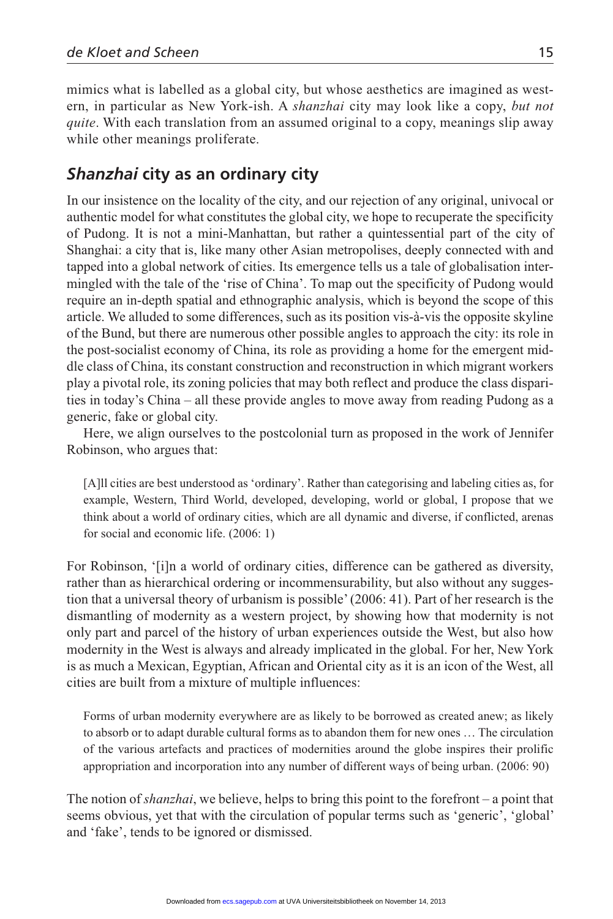mimics what is labelled as a global city, but whose aesthetics are imagined as western, in particular as New York-ish. A *shanzhai* city may look like a copy, *but not quite*. With each translation from an assumed original to a copy, meanings slip away while other meanings proliferate.

## *Shanzhai* city as an ordinary city

In our insistence on the locality of the city, and our rejection of any original, univocal or authentic model for what constitutes the global city, we hope to recuperate the specificity of Pudong. It is not a mini-Manhattan, but rather a quintessential part of the city of Shanghai: a city that is, like many other Asian metropolises, deeply connected with and tapped into a global network of cities. Its emergence tells us a tale of globalisation intermingled with the tale of the 'rise of China'. To map out the specificity of Pudong would require an in-depth spatial and ethnographic analysis, which is beyond the scope of this article. We alluded to some differences, such as its position vis-à-vis the opposite skyline of the Bund, but there are numerous other possible angles to approach the city: its role in the post-socialist economy of China, its role as providing a home for the emergent middle class of China, its constant construction and reconstruction in which migrant workers play a pivotal role, its zoning policies that may both reflect and produce the class disparities in today's China – all these provide angles to move away from reading Pudong as a generic, fake or global city.

Here, we align ourselves to the postcolonial turn as proposed in the work of Jennifer Robinson, who argues that:

> [A]ll cities are best understood as 'ordinary'. Rather than categorising and labeling cities as, for example, Western, Third World, developed, developing, world or global, I propose that we think about a world of ordinary cities, which are all dynamic and diverse, if conflicted, arenas for social and economic life. (2006: 1)

For Robinson, '[i]n a world of ordinary cities, difference can be gathered as diversity, rather than as hierarchical ordering or incommensurability, but also without any suggestion that a universal theory of urbanism is possible' (2006: 41). Part of her research is the dismantling of modernity as a western project, by showing how that modernity is not only part and parcel of the history of urban experiences outside the West, but also how modernity in the West is always and already implicated in the global. For her, New York is as much a Mexican, Egyptian, African and Oriental city as it is an icon of the West, all cities are built from a mixture of multiple influences:

> Forms of urban modernity everywhere are as likely to be borrowed as created anew; as likely to absorb or to adapt durable cultural forms as to abandon them for new ones … The circulation of the various artefacts and practices of modernities around the globe inspires their prolific appropriation and incorporation into any number of different ways of being urban. (2006: 90)

The notion of *shanzhai*, we believe, helps to bring this point to the forefront – a point that seems obvious, yet that with the circulation of popular terms such as 'generic', 'global' and 'fake', tends to be ignored or dismissed.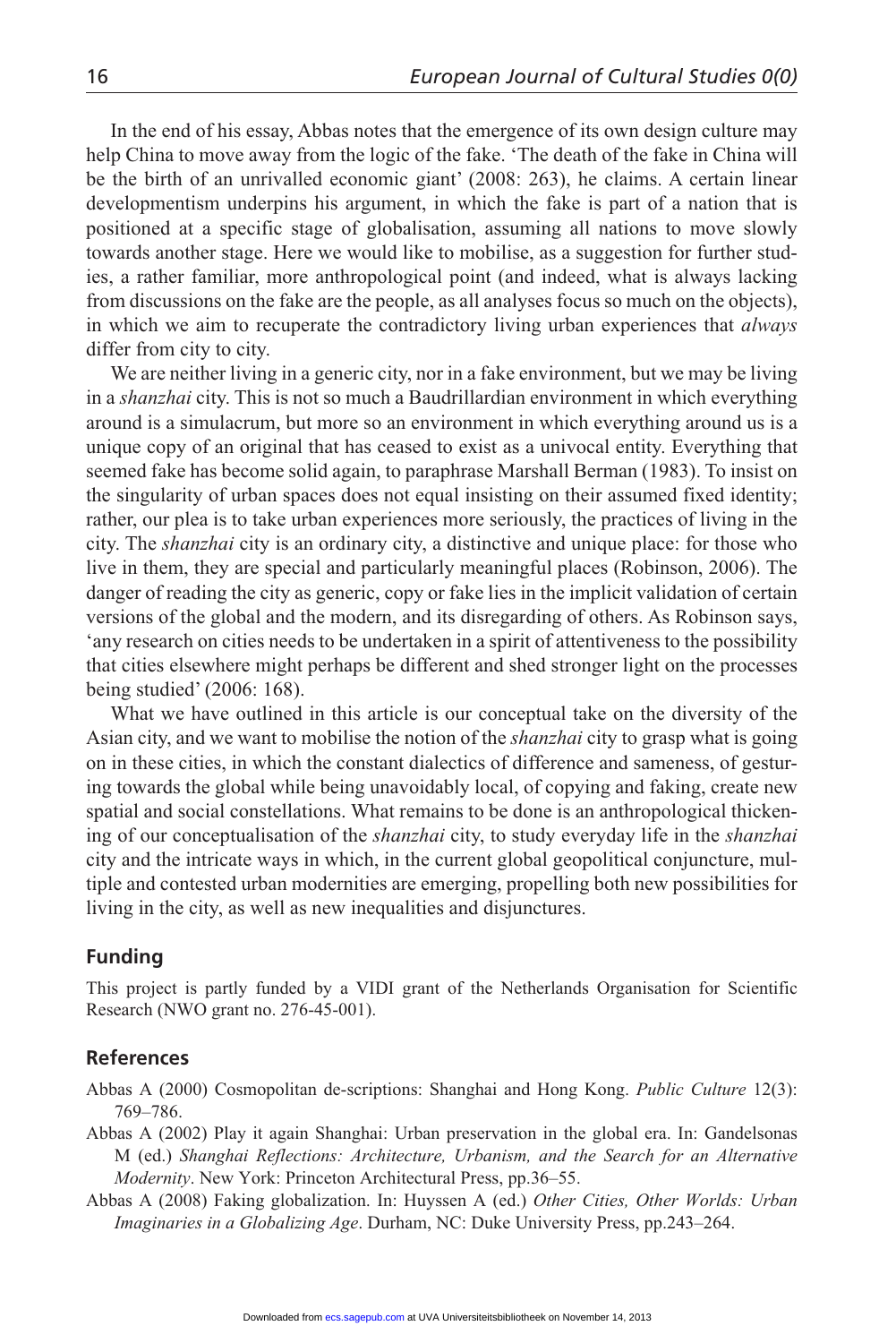In the end of his essay, Abbas notes that the emergence of its own design culture may help China to move away from the logic of the fake. 'The death of the fake in China will be the birth of an unrivalled economic giant' (2008: 263), he claims. A certain linear developmentism underpins his argument, in which the fake is part of a nation that is positioned at a specific stage of globalisation, assuming all nations to move slowly towards another stage. Here we would like to mobilise, as a suggestion for further studies, a rather familiar, more anthropological point (and indeed, what is always lacking from discussions on the fake are the people, as all analyses focus so much on the objects), in which we aim to recuperate the contradictory living urban experiences that *always* differ from city to city.

We are neither living in a generic city, nor in a fake environment, but we may be living in a *shanzhai* city. This is not so much a Baudrillardian environment in which everything around is a simulacrum, but more so an environment in which everything around us is a unique copy of an original that has ceased to exist as a univocal entity. Everything that seemed fake has become solid again, to paraphrase Marshall Berman (1983). To insist on the singularity of urban spaces does not equal insisting on their assumed fixed identity; rather, our plea is to take urban experiences more seriously, the practices of living in the city. The *shanzhai* city is an ordinary city, a distinctive and unique place: for those who live in them, they are special and particularly meaningful places (Robinson, 2006). The danger of reading the city as generic, copy or fake lies in the implicit validation of certain versions of the global and the modern, and its disregarding of others. As Robinson says, 'any research on cities needs to be undertaken in a spirit of attentiveness to the possibility that cities elsewhere might perhaps be different and shed stronger light on the processes being studied' (2006: 168).

What we have outlined in this article is our conceptual take on the diversity of the Asian city, and we want to mobilise the notion of the *shanzhai* city to grasp what is going on in these cities, in which the constant dialectics of difference and sameness, of gesturing towards the global while being unavoidably local, of copying and faking, create new spatial and social constellations. What remains to be done is an anthropological thickening of our conceptualisation of the *shanzhai* city, to study everyday life in the *shanzhai* city and the intricate ways in which, in the current global geopolitical conjuncture, multiple and contested urban modernities are emerging, propelling both new possibilities for living in the city, as well as new inequalities and disjunctures.

## Funding

This project is partly funded by a VIDI grant of the Netherlands Organisation for Scientific Research (NWO grant no. 276-45-001).

## References

Abbas A (2000) Cosmopolitan de-scriptions: Shanghai and Hong Kong. *Public Culture* 12(3): 769–786.

Abbas A (2002) Play it again Shanghai: Urban preservation in the global era. In: Gandelsonas M (ed.) *Shanghai Reflections: Architecture, Urbanism, and the Search for an Alternative Modernity*. New York: Princeton Architectural Press, pp.36–55.

Abbas A (2008) Faking globalization. In: Huyssen A (ed.) *Other Cities, Other Worlds: Urban Imaginaries in a Globalizing Age*. Durham, NC: Duke University Press, pp.243–264.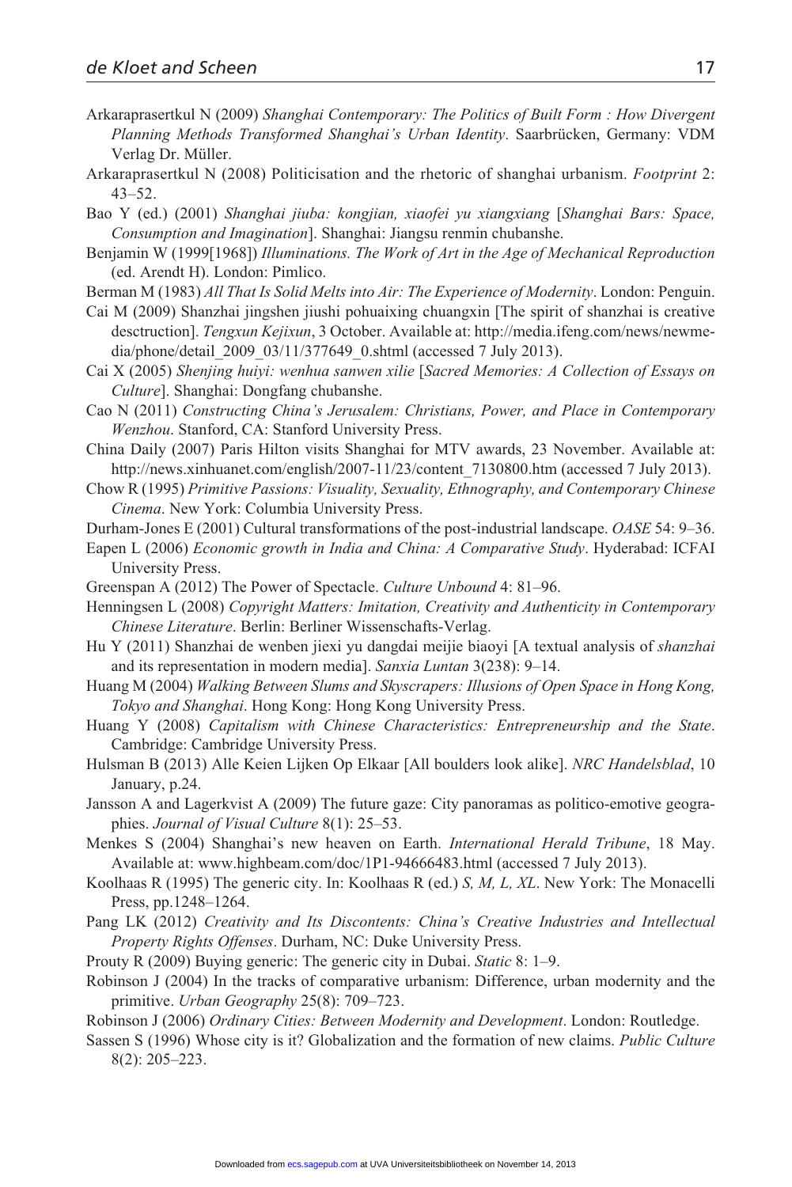Arkaraprasertkul N (2009) *Shanghai Contemporary: The Politics of Built Form : How Divergent Planning Methods Transformed Shanghai's Urban Identity*. Saarbrücken, Germany: VDM Verlag Dr. Müller.

Arkaraprasertkul N (2008) Politicisation and the rhetoric of shanghai urbanism. *Footprint* 2: 43–52.

Bao Y (ed.) (2001) *Shanghai jiuba: kongjian, xiaofei yu xiangxiang* [*Shanghai Bars: Space, Consumption and Imagination*]. Shanghai: Jiangsu renmin chubanshe.

Benjamin W (1999[1968]) *Illuminations. The Work of Art in the Age of Mechanical Reproduction* (ed. Arendt H). London: Pimlico.

Berman M (1983) *All That Is Solid Melts into Air: The Experience of Modernity*. London: Penguin.

Cai M (2009) Shanzhai jingshen jiushi pohuaixing chuangxin [The spirit of shanzhai is creative desctruction]. *Tengxun Kejixun*, 3 October. Available at: http://media.ifeng.com/news/newmedia/phone/detail_2009_03/11/377649_0.shtml (accessed 7 July 2013).

Cai X (2005) *Shenjing huiyi: wenhua sanwen xilie* [*Sacred Memories: A Collection of Essays on Culture*]. Shanghai: Dongfang chubanshe.

Cao N (2011) *Constructing China's Jerusalem: Christians, Power, and Place in Contemporary Wenzhou*. Stanford, CA: Stanford University Press.

China Daily (2007) Paris Hilton visits Shanghai for MTV awards, 23 November. Available at: http://news.xinhuanet.com/english/2007-11/23/content_7130800.htm (accessed 7 July 2013).

Chow R (1995) *Primitive Passions: Visuality, Sexuality, Ethnography, and Contemporary Chinese Cinema*. New York: Columbia University Press.

Durham-Jones E (2001) Cultural transformations of the post-industrial landscape. *OASE* 54: 9–36.

Eapen L (2006) *Economic growth in India and China: A Comparative Study*. Hyderabad: ICFAI University Press.

Greenspan A (2012) The Power of Spectacle. *Culture Unbound* 4: 81–96.

Henningsen L (2008) *Copyright Matters: Imitation, Creativity and Authenticity in Contemporary Chinese Literature*. Berlin: Berliner Wissenschafts-Verlag.

Hu Y (2011) Shanzhai de wenben jiexi yu dangdai meijie biaoyi [A textual analysis of *shanzhai* and its representation in modern media]. *Sanxia Luntan* 3(238): 9–14.

Huang M (2004) *Walking Between Slums and Skyscrapers: Illusions of Open Space in Hong Kong, Tokyo and Shanghai*. Hong Kong: Hong Kong University Press.

Huang Y (2008) *Capitalism with Chinese Characteristics: Entrepreneurship and the State*. Cambridge: Cambridge University Press.

Hulsman B (2013) Alle Keien Lijken Op Elkaar [All boulders look alike]. *NRC Handelsblad*, 10 January, p.24.

Jansson A and Lagerkvist A (2009) The future gaze: City panoramas as politico-emotive geographies. *Journal of Visual Culture* 8(1): 25–53.

Menkes S (2004) Shanghai's new heaven on Earth. *International Herald Tribune*, 18 May. Available at: www.highbeam.com/doc/1P1-94666483.html (accessed 7 July 2013).

Koolhaas R (1995) The generic city. In: Koolhaas R (ed.) *S, M, L, XL*. New York: The Monacelli Press, pp.1248–1264.

Pang LK (2012) *Creativity and Its Discontents: China's Creative Industries and Intellectual Property Rights Offenses*. Durham, NC: Duke University Press.

Prouty R (2009) Buying generic: The generic city in Dubai. *Static* 8: 1–9.

Robinson J (2004) In the tracks of comparative urbanism: Difference, urban modernity and the primitive. *Urban Geography* 25(8): 709–723.

Robinson J (2006) *Ordinary Cities: Between Modernity and Development*. London: Routledge.

Sassen S (1996) Whose city is it? Globalization and the formation of new claims. *Public Culture* 8(2): 205–223.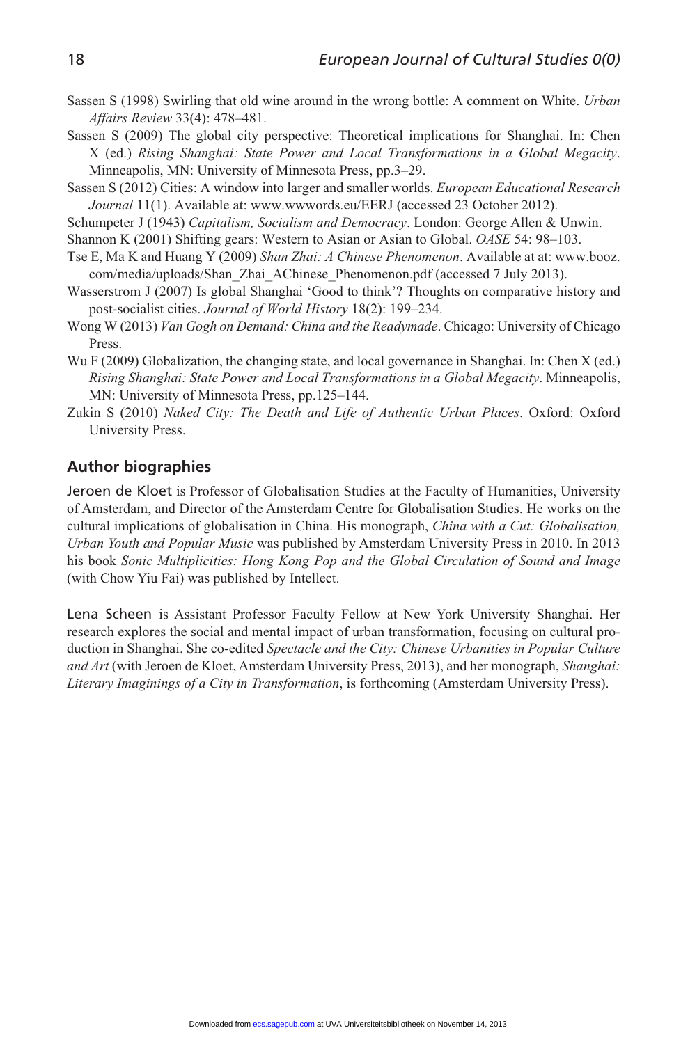Sassen S (1998) Swirling that old wine around in the wrong bottle: A comment on White. *Urban Affairs Review* 33(4): 478–481.

Sassen S (2009) The global city perspective: Theoretical implications for Shanghai. In: Chen X (ed.) *Rising Shanghai: State Power and Local Transformations in a Global Megacity*. Minneapolis, MN: University of Minnesota Press, pp.3–29.

Sassen S (2012) Cities: A window into larger and smaller worlds. *European Educational Research Journal* 11(1). Available at: www.wwwords.eu/EERJ (accessed 23 October 2012).

Schumpeter J (1943) *Capitalism, Socialism and Democracy*. London: George Allen & Unwin.

Shannon K (2001) Shifting gears: Western to Asian or Asian to Global. *OASE* 54: 98–103.

Tse E, Ma K and Huang Y (2009) *Shan Zhai: A Chinese Phenomenon*. Available at at: www.booz.com/media/uploads/Shan_Zhai_AChinese_Phenomenon.pdf (accessed 7 July 2013).

Wasserstrom J (2007) Is global Shanghai 'Good to think'? Thoughts on comparative history and post-socialist cities. *Journal of World History* 18(2): 199–234.

Wong W (2013) *Van Gogh on Demand: China and the Readymade*. Chicago: University of Chicago Press.

Wu F (2009) Globalization, the changing state, and local governance in Shanghai. In: Chen X (ed.) *Rising Shanghai: State Power and Local Transformations in a Global Megacity*. Minneapolis, MN: University of Minnesota Press, pp.125–144.

Zukin S (2010) *Naked City: The Death and Life of Authentic Urban Places*. Oxford: Oxford University Press.

## Author biographies

Jeroen de Kloet is Professor of Globalisation Studies at the Faculty of Humanities, University of Amsterdam, and Director of the Amsterdam Centre for Globalisation Studies. He works on the cultural implications of globalisation in China. His monograph, *China with a Cut: Globalisation, Urban Youth and Popular Music* was published by Amsterdam University Press in 2010. In 2013 his book *Sonic Multiplicities: Hong Kong Pop and the Global Circulation of Sound and Image* (with Chow Yiu Fai) was published by Intellect.

Lena Scheen is Assistant Professor Faculty Fellow at New York University Shanghai. Her research explores the social and mental impact of urban transformation, focusing on cultural production in Shanghai. She co-edited *Spectacle and the City: Chinese Urbanities in Popular Culture and Art* (with Jeroen de Kloet, Amsterdam University Press, 2013), and her monograph, *Shanghai: Literary Imaginings of a City in Transformation*, is forthcoming (Amsterdam University Press).